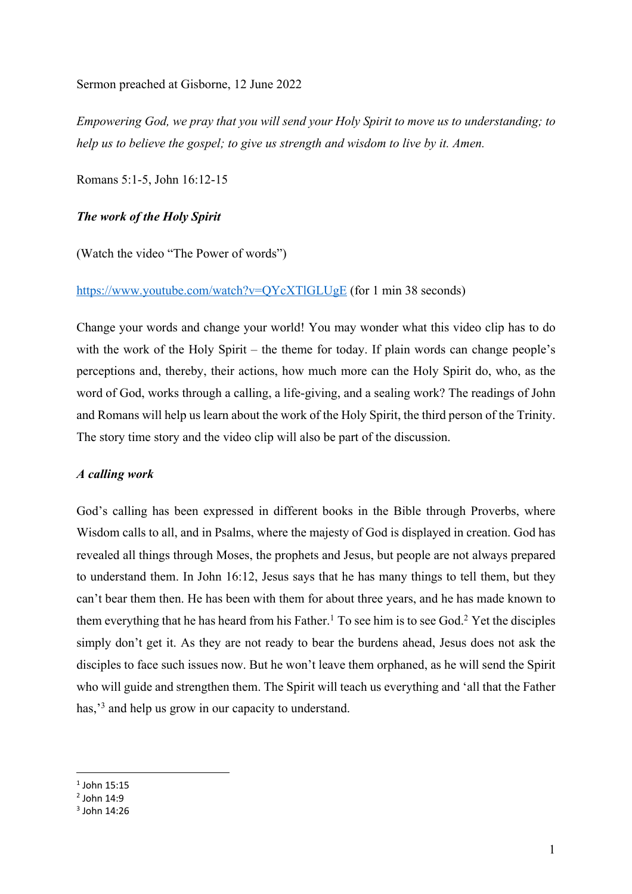Sermon preached at Gisborne, 12 June 2022

*Empowering God, we pray that you will send your Holy Spirit to move us to understanding; to help us to believe the gospel; to give us strength and wisdom to live by it. Amen.*

Romans 5:1-5, John 16:12-15

### ***The work of the Holy Spirit***

(Watch the video "The Power of words")

[https://www.youtube.com/watch?v=QYcXTlGLUgE](https://www.youtube.com/watch?v=QYcXTlGLUgE) (for 1 min 38 seconds)

Change your words and change your world! You may wonder what this video clip has to do with the work of the Holy Spirit – the theme for today. If plain words can change people's perceptions and, thereby, their actions, how much more can the Holy Spirit do, who, as the word of God, works through a calling, a life-giving, and a sealing work? The readings of John and Romans will help us learn about the work of the Holy Spirit, the third person of the Trinity. The story time story and the video clip will also be part of the discussion.

### ***A calling work***

God's calling has been expressed in different books in the Bible through Proverbs, where Wisdom calls to all, and in Psalms, where the majesty of God is displayed in creation. God has revealed all things through Moses, the prophets and Jesus, but people are not always prepared to understand them. In John 16:12, Jesus says that he has many things to tell them, but they can't bear them then. He has been with them for about three years, and he has made known to them everything that he has heard from his Father.[1] To see him is to see God.[2] Yet the disciples simply don't get it. As they are not ready to bear the burdens ahead, Jesus does not ask the disciples to face such issues now. But he won't leave them orphaned, as he will send the Spirit who will guide and strengthen them. The Spirit will teach us everything and 'all that the Father has,'[3] and help us grow in our capacity to understand.

---

[1] John 15:15
[2] John 14:9
[3] John 14:26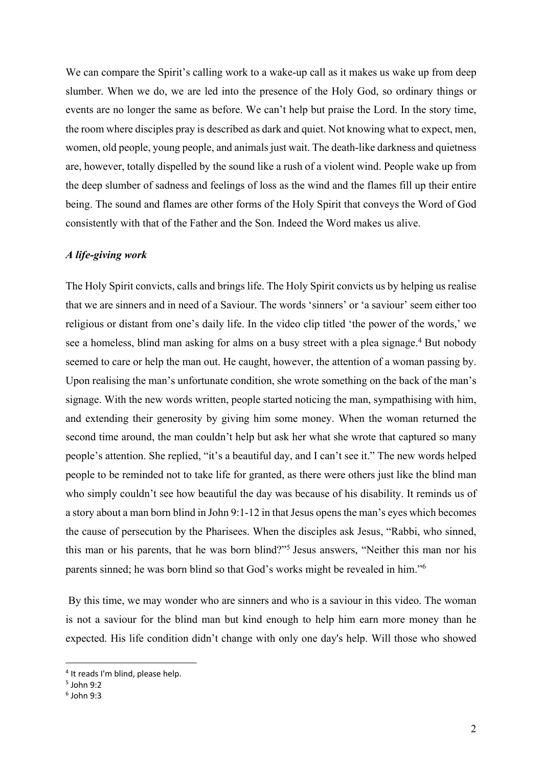We can compare the Spirit's calling work to a wake-up call as it makes us wake up from deep slumber. When we do, we are led into the presence of the Holy God, so ordinary things or events are no longer the same as before. We can't help but praise the Lord. In the story time, the room where disciples pray is described as dark and quiet. Not knowing what to expect, men, women, old people, young people, and animals just wait. The death-like darkness and quietness are, however, totally dispelled by the sound like a rush of a violent wind. People wake up from the deep slumber of sadness and feelings of loss as the wind and the flames fill up their entire being. The sound and flames are other forms of the Holy Spirit that conveys the Word of God consistently with that of the Father and the Son. Indeed the Word makes us alive.

### *A life-giving work*

The Holy Spirit convicts, calls and brings life. The Holy Spirit convicts us by helping us realise that we are sinners and in need of a Saviour. The words 'sinners' or 'a saviour' seem either too religious or distant from one's daily life. In the video clip titled 'the power of the words,' we see a homeless, blind man asking for alms on a busy street with a plea signage.[4] But nobody seemed to care or help the man out. He caught, however, the attention of a woman passing by. Upon realising the man's unfortunate condition, she wrote something on the back of the man's signage. With the new words written, people started noticing the man, sympathising with him, and extending their generosity by giving him some money. When the woman returned the second time around, the man couldn't help but ask her what she wrote that captured so many people's attention. She replied, "it's a beautiful day, and I can't see it." The new words helped people to be reminded not to take life for granted, as there were others just like the blind man who simply couldn't see how beautiful the day was because of his disability. It reminds us of a story about a man born blind in John 9:1-12 in that Jesus opens the man's eyes which becomes the cause of persecution by the Pharisees. When the disciples ask Jesus, "Rabbi, who sinned, this man or his parents, that he was born blind?"[5] Jesus answers, "Neither this man nor his parents sinned; he was born blind so that God's works might be revealed in him."[6]

By this time, we may wonder who are sinners and who is a saviour in this video. The woman is not a saviour for the blind man but kind enough to help him earn more money than he expected. His life condition didn't change with only one day's help. Will those who showed

---

[4] It reads I'm blind, please help.

[5] John 9:2

[6] John 9:3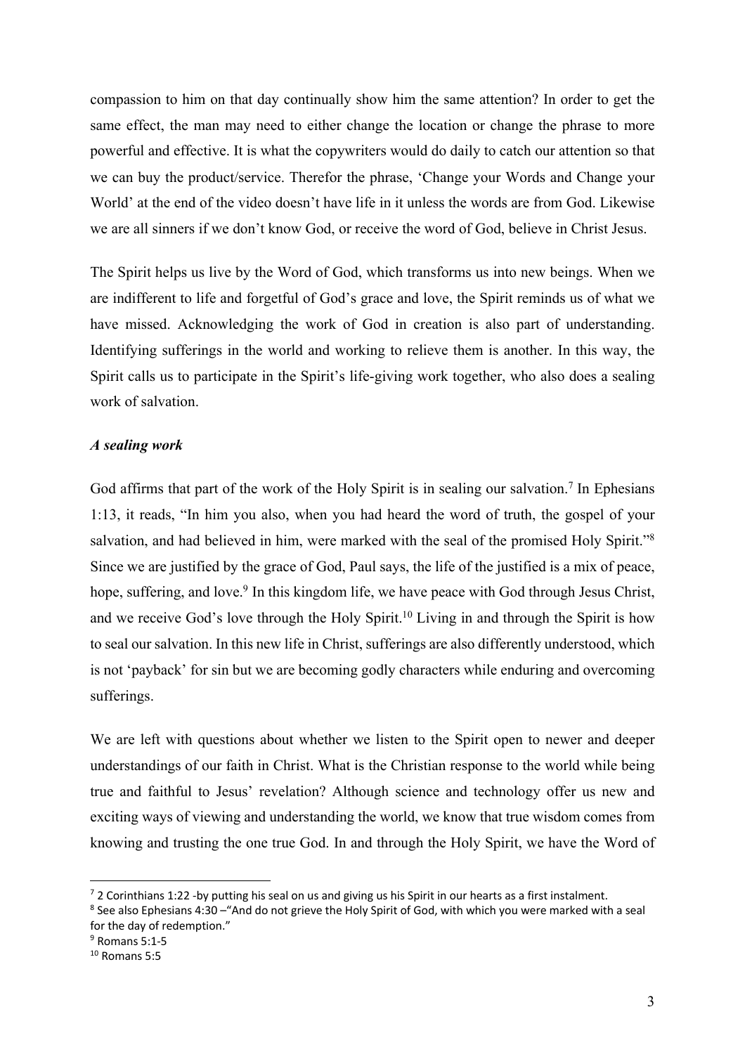compassion to him on that day continually show him the same attention? In order to get the same effect, the man may need to either change the location or change the phrase to more powerful and effective. It is what the copywriters would do daily to catch our attention so that we can buy the product/service. Therefor the phrase, 'Change your Words and Change your World' at the end of the video doesn't have life in it unless the words are from God. Likewise we are all sinners if we don't know God, or receive the word of God, believe in Christ Jesus.

The Spirit helps us live by the Word of God, which transforms us into new beings. When we are indifferent to life and forgetful of God's grace and love, the Spirit reminds us of what we have missed. Acknowledging the work of God in creation is also part of understanding. Identifying sufferings in the world and working to relieve them is another. In this way, the Spirit calls us to participate in the Spirit's life-giving work together, who also does a sealing work of salvation.

***A sealing work***

God affirms that part of the work of the Holy Spirit is in sealing our salvation.[7] In Ephesians 1:13, it reads, "In him you also, when you had heard the word of truth, the gospel of your salvation, and had believed in him, were marked with the seal of the promised Holy Spirit."[8] Since we are justified by the grace of God, Paul says, the life of the justified is a mix of peace, hope, suffering, and love.[9] In this kingdom life, we have peace with God through Jesus Christ, and we receive God's love through the Holy Spirit.[10] Living in and through the Spirit is how to seal our salvation. In this new life in Christ, sufferings are also differently understood, which is not 'payback' for sin but we are becoming godly characters while enduring and overcoming sufferings.

We are left with questions about whether we listen to the Spirit open to newer and deeper understandings of our faith in Christ. What is the Christian response to the world while being true and faithful to Jesus' revelation? Although science and technology offer us new and exciting ways of viewing and understanding the world, we know that true wisdom comes from knowing and trusting the one true God. In and through the Holy Spirit, we have the Word of

---

[7] 2 Corinthians 1:22 -by putting his seal on us and giving us his Spirit in our hearts as a first instalment.

[8] See also Ephesians 4:30 –"And do not grieve the Holy Spirit of God, with which you were marked with a seal for the day of redemption."

[9] Romans 5:1-5

[10] Romans 5:5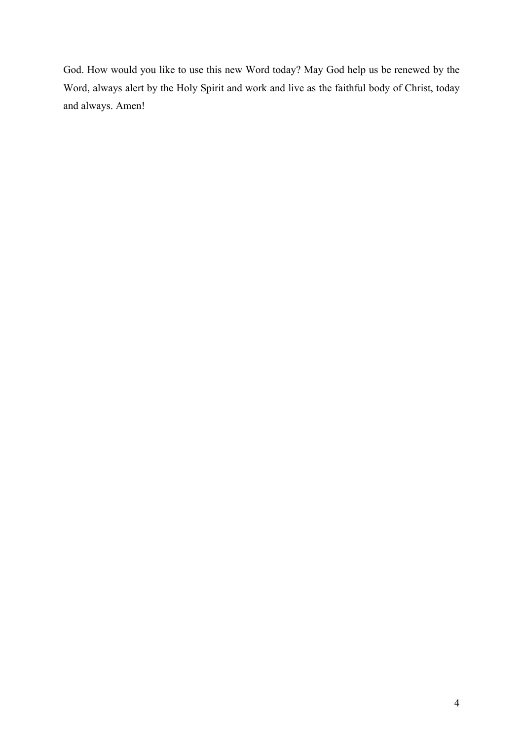God. How would you like to use this new Word today? May God help us be renewed by the Word, always alert by the Holy Spirit and work and live as the faithful body of Christ, today and always. Amen!